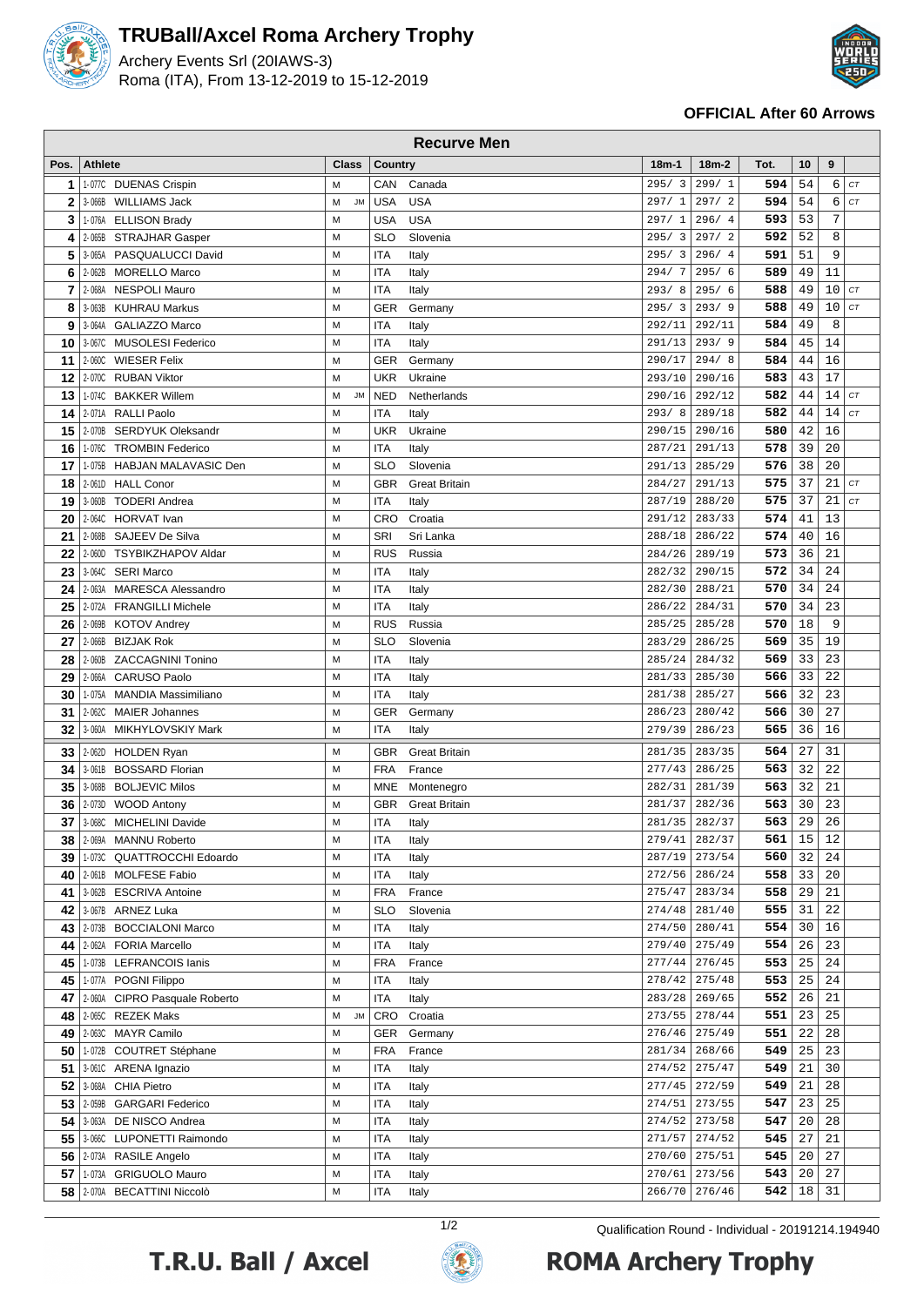# TRUBall/Axcel Roma Archery Trophy

Archery Events Srl (20IAWS-3)
Roma (ITA), From 13-12-2019 to 15-12-2019

**OFFICIAL After 60 Arrows**

## Recurve Men

| Pos. | Athlete | | Class | | Country | | 18m-1 | 18m-2 | Tot. | 10 | 9 | |
|---|---|---|---|---|---|---|---|---|---|---|---|---|
| 1 | 1-077C | DUENAS Crispin | M | | CAN | Canada | 295/ 3 | 299/ 1 | 594 | 54 | 6 | CT |
| 2 | 3-066B | WILLIAMS Jack | M | JM | USA | USA | 297/ 1 | 297/ 2 | 594 | 54 | 6 | CT |
| 3 | 1-076A | ELLISON Brady | M | | USA | USA | 297/ 1 | 296/ 4 | 593 | 53 | 7 | |
| 4 | 2-065B | STRAJHAR Gasper | M | | SLO | Slovenia | 295/ 3 | 297/ 2 | 592 | 52 | 8 | |
| 5 | 3-065A | PASQUALUCCI David | M | | ITA | Italy | 295/ 3 | 296/ 4 | 591 | 51 | 9 | |
| 6 | 2-062B | MORELLO Marco | M | | ITA | Italy | 294/ 7 | 295/ 6 | 589 | 49 | 11 | |
| 7 | 2-068A | NESPOLI Mauro | M | | ITA | Italy | 293/ 8 | 295/ 6 | 588 | 49 | 10 | CT |
| 8 | 3-063B | KUHRAU Markus | M | | GER | Germany | 295/ 3 | 293/ 9 | 588 | 49 | 10 | CT |
| 9 | 3-064A | GALIAZZO Marco | M | | ITA | Italy | 292/11 | 292/11 | 584 | 49 | 8 | |
| 10 | 3-067C | MUSOLESI Federico | M | | ITA | Italy | 291/13 | 293/ 9 | 584 | 45 | 14 | |
| 11 | 2-060C | WIESER Felix | M | | GER | Germany | 290/17 | 294/ 8 | 584 | 44 | 16 | |
| 12 | 2-070C | RUBAN Viktor | M | | UKR | Ukraine | 293/10 | 290/16 | 583 | 43 | 17 | |
| 13 | 1-074C | BAKKER Willem | M | JM | NED | Netherlands | 290/16 | 292/12 | 582 | 44 | 14 | CT |
| 14 | 2-071A | RALLI Paolo | M | | ITA | Italy | 293/ 8 | 289/18 | 582 | 44 | 14 | CT |
| 15 | 2-070B | SERDYUK Oleksandr | M | | UKR | Ukraine | 290/15 | 290/16 | 580 | 42 | 16 | |
| 16 | 1-076C | TROMBIN Federico | M | | ITA | Italy | 287/21 | 291/13 | 578 | 39 | 20 | |
| 17 | 1-075B | HABJAN MALAVASIC Den | M | | SLO | Slovenia | 291/13 | 285/29 | 576 | 38 | 20 | |
| 18 | 2-061D | HALL Conor | M | | GBR | Great Britain | 284/27 | 291/13 | 575 | 37 | 21 | CT |
| 19 | 3-060B | TODERI Andrea | M | | ITA | Italy | 287/19 | 288/20 | 575 | 37 | 21 | CT |
| 20 | 2-064C | HORVAT Ivan | M | | CRO | Croatia | 291/12 | 283/33 | 574 | 41 | 13 | |
| 21 | 2-068B | SAJEEV De Silva | M | | SRI | Sri Lanka | 288/18 | 286/22 | 574 | 40 | 16 | |
| 22 | 2-060D | TSYBIKZHAPOV Aldar | M | | RUS | Russia | 284/26 | 289/19 | 573 | 36 | 21 | |
| 23 | 3-064C | SERI Marco | M | | ITA | Italy | 282/32 | 290/15 | 572 | 34 | 24 | |
| 24 | 2-063A | MARESCA Alessandro | M | | ITA | Italy | 282/30 | 288/21 | 570 | 34 | 24 | |
| 25 | 2-072A | FRANGILLI Michele | M | | ITA | Italy | 286/22 | 284/31 | 570 | 34 | 23 | |
| 26 | 2-069B | KOTOV Andrey | M | | RUS | Russia | 285/25 | 285/28 | 570 | 18 | 9 | |
| 27 | 2-066B | BIZJAK Rok | M | | SLO | Slovenia | 283/29 | 286/25 | 569 | 35 | 19 | |
| 28 | 2-060B | ZACCAGNINI Tonino | M | | ITA | Italy | 285/24 | 284/32 | 569 | 33 | 23 | |
| 29 | 2-066A | CARUSO Paolo | M | | ITA | Italy | 281/33 | 285/30 | 566 | 33 | 22 | |
| 30 | 1-075A | MANDIA Massimiliano | M | | ITA | Italy | 281/38 | 285/27 | 566 | 32 | 23 | |
| 31 | 2-062C | MAIER Johannes | M | | GER | Germany | 286/23 | 280/42 | 566 | 30 | 27 | |
| 32 | 3-060A | MIKHYLOVSKIY Mark | M | | ITA | Italy | 279/39 | 286/23 | 565 | 36 | 16 | |
| 33 | 2-062D | HOLDEN Ryan | M | | GBR | Great Britain | 281/35 | 283/35 | 564 | 27 | 31 | |
| 34 | 3-061B | BOSSARD Florian | M | | FRA | France | 277/43 | 286/25 | 563 | 32 | 22 | |
| 35 | 3-068B | BOLJEVIC Milos | M | | MNE | Montenegro | 282/31 | 281/39 | 563 | 32 | 21 | |
| 36 | 2-073D | WOOD Antony | M | | GBR | Great Britain | 281/37 | 282/36 | 563 | 30 | 23 | |
| 37 | 3-068C | MICHELINI Davide | M | | ITA | Italy | 281/35 | 282/37 | 563 | 29 | 26 | |
| 38 | 2-069A | MANNU Roberto | M | | ITA | Italy | 279/41 | 282/37 | 561 | 15 | 12 | |
| 39 | 1-073C | QUATTROCCHI Edoardo | M | | ITA | Italy | 287/19 | 273/54 | 560 | 32 | 24 | |
| 40 | 2-061B | MOLFESE Fabio | M | | ITA | Italy | 272/56 | 286/24 | 558 | 33 | 20 | |
| 41 | 3-062B | ESCRIVA Antoine | M | | FRA | France | 275/47 | 283/34 | 558 | 29 | 21 | |
| 42 | 3-067B | ARNEZ Luka | M | | SLO | Slovenia | 274/48 | 281/40 | 555 | 31 | 22 | |
| 43 | 2-073B | BOCCIALONI Marco | M | | ITA | Italy | 274/50 | 280/41 | 554 | 30 | 16 | |
| 44 | 2-062A | FORIA Marcello | M | | ITA | Italy | 279/40 | 275/49 | 554 | 26 | 23 | |
| 45 | 1-073B | LEFRANCOIS Ianis | M | | FRA | France | 277/44 | 276/45 | 553 | 25 | 24 | |
| 45 | 1-077A | POGNI Filippo | M | | ITA | Italy | 278/42 | 275/48 | 553 | 25 | 24 | |
| 47 | 2-060A | CIPRO Pasquale Roberto | M | | ITA | Italy | 283/28 | 269/65 | 552 | 26 | 21 | |
| 48 | 2-065C | REZEK Maks | M | JM | CRO | Croatia | 273/55 | 278/44 | 551 | 23 | 25 | |
| 49 | 2-063C | MAYR Camilo | M | | GER | Germany | 276/46 | 275/49 | 551 | 22 | 28 | |
| 50 | 1-072B | COUTRET Stéphane | M | | FRA | France | 281/34 | 268/66 | 549 | 25 | 23 | |
| 51 | 3-061C | ARENA Ignazio | M | | ITA | Italy | 274/52 | 275/47 | 549 | 21 | 30 | |
| 52 | 3-068A | CHIA Pietro | M | | ITA | Italy | 277/45 | 272/59 | 549 | 21 | 28 | |
| 53 | 2-059B | GARGARI Federico | M | | ITA | Italy | 274/51 | 273/55 | 547 | 23 | 25 | |
| 54 | 3-063A | DE NISCO Andrea | M | | ITA | Italy | 274/52 | 273/58 | 547 | 20 | 28 | |
| 55 | 3-066C | LUPONETTI Raimondo | M | | ITA | Italy | 271/57 | 274/52 | 545 | 27 | 21 | |
| 56 | 2-073A | RASILE Angelo | M | | ITA | Italy | 270/60 | 275/51 | 545 | 20 | 27 | |
| 57 | 1-073A | GRIGUOLO Mauro | M | | ITA | Italy | 270/61 | 273/56 | 543 | 20 | 27 | |
| 58 | 2-070A | BECATTINI Niccolò | M | | ITA | Italy | 266/70 | 276/46 | 542 | 18 | 31 | |

Qualification Round - Individual - 20191214.194940

T.R.U. Ball / Axcel — ROMA Archery Trophy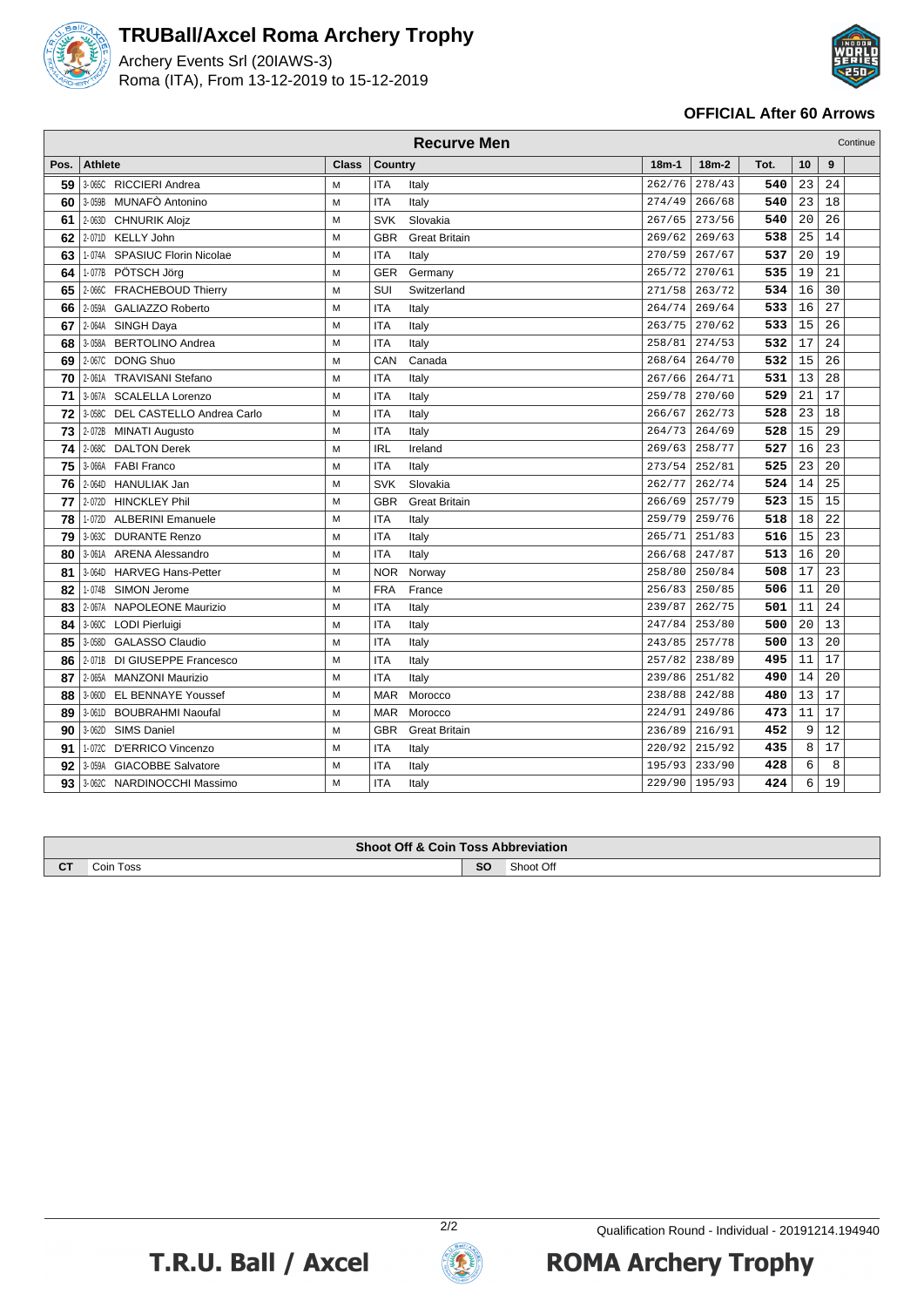# TRUBall/Axcel Roma Archery Trophy

Archery Events Srl (20IAWS-3)
Roma (ITA), From 13-12-2019 to 15-12-2019

**OFFICIAL After 60 Arrows**

## Recurve Men

Continue

| Pos. | Athlete | | Class | Country | | 18m-1 | 18m-2 | Tot. | 10 | 9 | |
|---|---|---|---|---|---|---|---|---|---|---|---|
| 59 | 3-065C | RICCIERI Andrea | M | ITA | Italy | 262/76 | 278/43 | 540 | 23 | 24 | |
| 60 | 3-059B | MUNAFÒ Antonino | M | ITA | Italy | 274/49 | 266/68 | 540 | 23 | 18 | |
| 61 | 2-063D | CHNURIK Alojz | M | SVK | Slovakia | 267/65 | 273/56 | 540 | 20 | 26 | |
| 62 | 2-071D | KELLY John | M | GBR | Great Britain | 269/62 | 269/63 | 538 | 25 | 14 | |
| 63 | 1-074A | SPASIUC Florin Nicolae | M | ITA | Italy | 270/59 | 267/67 | 537 | 20 | 19 | |
| 64 | 1-077B | PÖTSCH Jörg | M | GER | Germany | 265/72 | 270/61 | 535 | 19 | 21 | |
| 65 | 2-066C | FRACHEBOUD Thierry | M | SUI | Switzerland | 271/58 | 263/72 | 534 | 16 | 30 | |
| 66 | 2-059A | GALIAZZO Roberto | M | ITA | Italy | 264/74 | 269/64 | 533 | 16 | 27 | |
| 67 | 2-064A | SINGH Daya | M | ITA | Italy | 263/75 | 270/62 | 533 | 15 | 26 | |
| 68 | 3-058A | BERTOLINO Andrea | M | ITA | Italy | 258/81 | 274/53 | 532 | 17 | 24 | |
| 69 | 2-067C | DONG Shuo | M | CAN | Canada | 268/64 | 264/70 | 532 | 15 | 26 | |
| 70 | 2-061A | TRAVISANI Stefano | M | ITA | Italy | 267/66 | 264/71 | 531 | 13 | 28 | |
| 71 | 3-067A | SCALELLA Lorenzo | M | ITA | Italy | 259/78 | 270/60 | 529 | 21 | 17 | |
| 72 | 3-058C | DEL CASTELLO Andrea Carlo | M | ITA | Italy | 266/67 | 262/73 | 528 | 23 | 18 | |
| 73 | 2-072B | MINATI Augusto | M | ITA | Italy | 264/73 | 264/69 | 528 | 15 | 29 | |
| 74 | 2-068C | DALTON Derek | M | IRL | Ireland | 269/63 | 258/77 | 527 | 16 | 23 | |
| 75 | 3-066A | FABI Franco | M | ITA | Italy | 273/54 | 252/81 | 525 | 23 | 20 | |
| 76 | 2-064D | HANULIAK Jan | M | SVK | Slovakia | 262/77 | 262/74 | 524 | 14 | 25 | |
| 77 | 2-072D | HINCKLEY Phil | M | GBR | Great Britain | 266/69 | 257/79 | 523 | 15 | 15 | |
| 78 | 1-072D | ALBERINI Emanuele | M | ITA | Italy | 259/79 | 259/76 | 518 | 18 | 22 | |
| 79 | 3-063C | DURANTE Renzo | M | ITA | Italy | 265/71 | 251/83 | 516 | 15 | 23 | |
| 80 | 3-061A | ARENA Alessandro | M | ITA | Italy | 266/68 | 247/87 | 513 | 16 | 20 | |
| 81 | 3-064D | HARVEG Hans-Petter | M | NOR | Norway | 258/80 | 250/84 | 508 | 17 | 23 | |
| 82 | 1-074B | SIMON Jerome | M | FRA | France | 256/83 | 250/85 | 506 | 11 | 20 | |
| 83 | 2-067A | NAPOLEONE Maurizio | M | ITA | Italy | 239/87 | 262/75 | 501 | 11 | 24 | |
| 84 | 3-060C | LODI Pierluigi | M | ITA | Italy | 247/84 | 253/80 | 500 | 20 | 13 | |
| 85 | 3-058D | GALASSO Claudio | M | ITA | Italy | 243/85 | 257/78 | 500 | 13 | 20 | |
| 86 | 2-071B | DI GIUSEPPE Francesco | M | ITA | Italy | 257/82 | 238/89 | 495 | 11 | 17 | |
| 87 | 2-065A | MANZONI Maurizio | M | ITA | Italy | 239/86 | 251/82 | 490 | 14 | 20 | |
| 88 | 3-060D | EL BENNAYE Youssef | M | MAR | Morocco | 238/88 | 242/88 | 480 | 13 | 17 | |
| 89 | 3-061D | BOUBRAHMI Naoufal | M | MAR | Morocco | 224/91 | 249/86 | 473 | 11 | 17 | |
| 90 | 3-062D | SIMS Daniel | M | GBR | Great Britain | 236/89 | 216/91 | 452 | 9 | 12 | |
| 91 | 1-072C | D'ERRICO Vincenzo | M | ITA | Italy | 220/92 | 215/92 | 435 | 8 | 17 | |
| 92 | 3-059A | GIACOBBE Salvatore | M | ITA | Italy | 195/93 | 233/90 | 428 | 6 | 8 | |
| 93 | 3-062C | NARDINOCCHI Massimo | M | ITA | Italy | 229/90 | 195/93 | 424 | 6 | 19 | |

| Shoot Off & Coin Toss Abbreviation | | | |
|---|---|---|---|
| CT | Coin Toss | SO | Shoot Off |

Qualification Round - Individual - 20191214.194940

T.R.U. Ball / Axcel — ROMA Archery Trophy